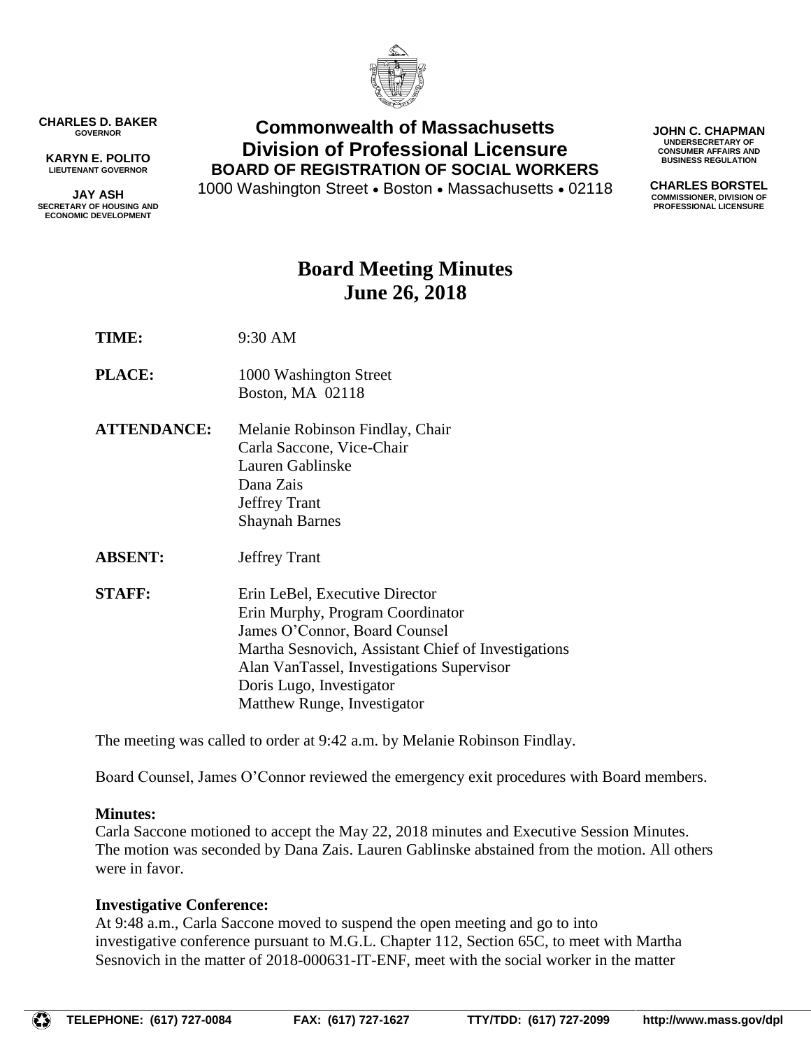CHARLES D. BAKER
GOVERNOR

KARYN E. POLITO
LIEUTENANT GOVERNOR

JAY ASH
SECRETARY OF HOUSING AND ECONOMIC DEVELOPMENT

**Commonwealth of Massachusetts**
**Division of Professional Licensure**
**BOARD OF REGISTRATION OF SOCIAL WORKERS**
1000 Washington Street • Boston • Massachusetts • 02118

JOHN C. CHAPMAN
UNDERSECRETARY OF CONSUMER AFFAIRS AND BUSINESS REGULATION

CHARLES BORSTEL
COMMISSIONER, DIVISION OF PROFESSIONAL LICENSURE

# Board Meeting Minutes
# June 26, 2018

**TIME:** 9:30 AM

**PLACE:** 1000 Washington Street
Boston, MA 02118

**ATTENDANCE:** Melanie Robinson Findlay, Chair
Carla Saccone, Vice-Chair
Lauren Gablinske
Dana Zais
Jeffrey Trant
Shaynah Barnes

**ABSENT:** Jeffrey Trant

**STAFF:** Erin LeBel, Executive Director
Erin Murphy, Program Coordinator
James O'Connor, Board Counsel
Martha Sesnovich, Assistant Chief of Investigations
Alan VanTassel, Investigations Supervisor
Doris Lugo, Investigator
Matthew Runge, Investigator

The meeting was called to order at 9:42 a.m. by Melanie Robinson Findlay.

Board Counsel, James O'Connor reviewed the emergency exit procedures with Board members.

**Minutes:**
Carla Saccone motioned to accept the May 22, 2018 minutes and Executive Session Minutes. The motion was seconded by Dana Zais. Lauren Gablinske abstained from the motion. All others were in favor.

**Investigative Conference:**
At 9:48 a.m., Carla Saccone moved to suspend the open meeting and go to into investigative conference pursuant to M.G.L. Chapter 112, Section 65C, to meet with Martha Sesnovich in the matter of 2018-000631-IT-ENF, meet with the social worker in the matter

TELEPHONE: (617) 727-0084 FAX: (617) 727-1627 TTY/TDD: (617) 727-2099 http://www.mass.gov/dpl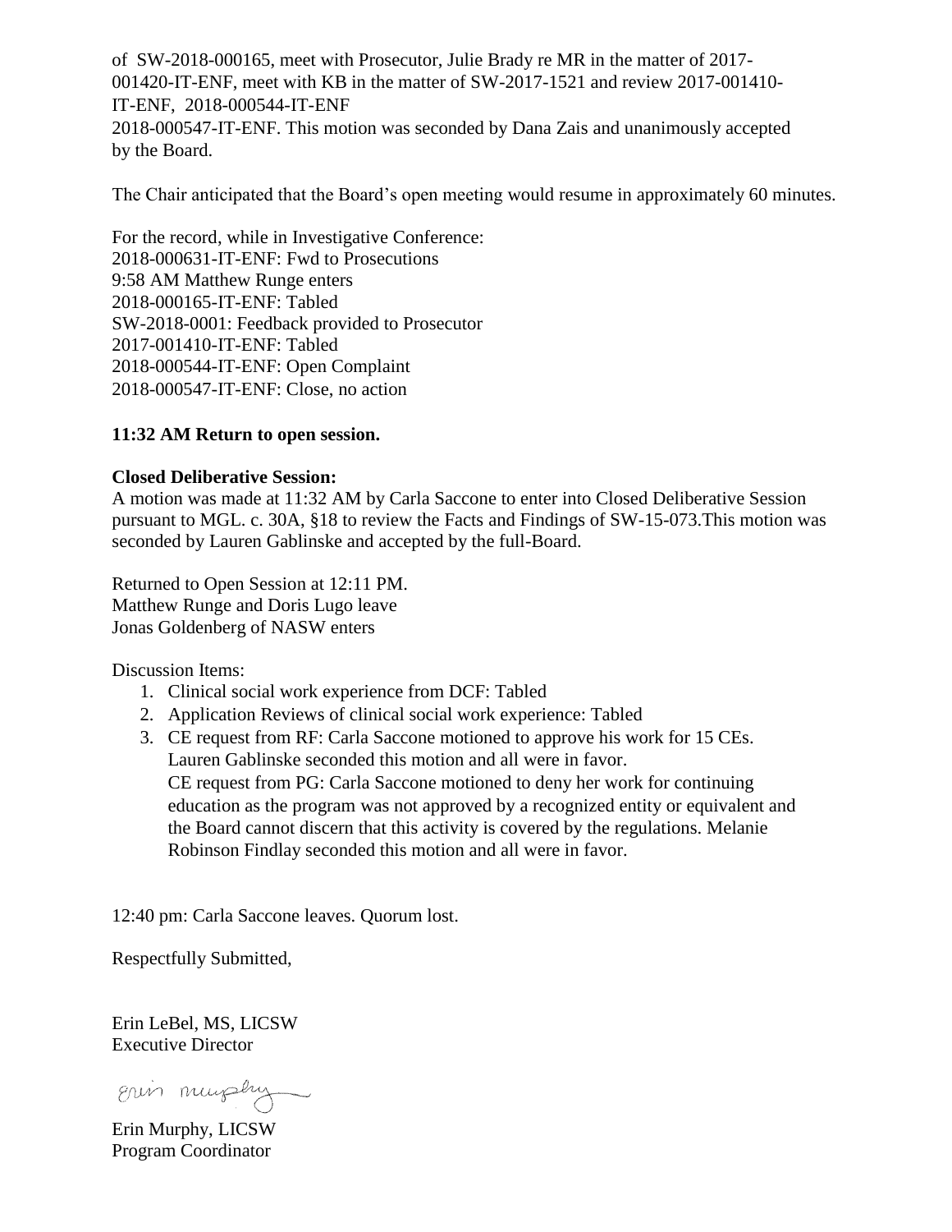of SW-2018-000165, meet with Prosecutor, Julie Brady re MR in the matter of 2017-001420-IT-ENF, meet with KB in the matter of SW-2017-1521 and review 2017-001410-IT-ENF, 2018-000544-IT-ENF
2018-000547-IT-ENF. This motion was seconded by Dana Zais and unanimously accepted by the Board.

The Chair anticipated that the Board's open meeting would resume in approximately 60 minutes.

For the record, while in Investigative Conference:
2018-000631-IT-ENF: Fwd to Prosecutions
9:58 AM Matthew Runge enters
2018-000165-IT-ENF: Tabled
SW-2018-0001: Feedback provided to Prosecutor
2017-001410-IT-ENF: Tabled
2018-000544-IT-ENF: Open Complaint
2018-000547-IT-ENF: Close, no action

**11:32 AM Return to open session.**

**Closed Deliberative Session:**
A motion was made at 11:32 AM by Carla Saccone to enter into Closed Deliberative Session pursuant to MGL. c. 30A, §18 to review the Facts and Findings of SW-15-073.This motion was seconded by Lauren Gablinske and accepted by the full-Board.

Returned to Open Session at 12:11 PM.
Matthew Runge and Doris Lugo leave
Jonas Goldenberg of NASW enters

Discussion Items:

1. Clinical social work experience from DCF: Tabled
2. Application Reviews of clinical social work experience: Tabled
3. CE request from RF: Carla Saccone motioned to approve his work for 15 CEs. Lauren Gablinske seconded this motion and all were in favor.
   CE request from PG: Carla Saccone motioned to deny her work for continuing education as the program was not approved by a recognized entity or equivalent and the Board cannot discern that this activity is covered by the regulations. Melanie Robinson Findlay seconded this motion and all were in favor.

12:40 pm: Carla Saccone leaves. Quorum lost.

Respectfully Submitted,

Erin LeBel, MS, LICSW
Executive Director

Erin Murphy

Erin Murphy, LICSW
Program Coordinator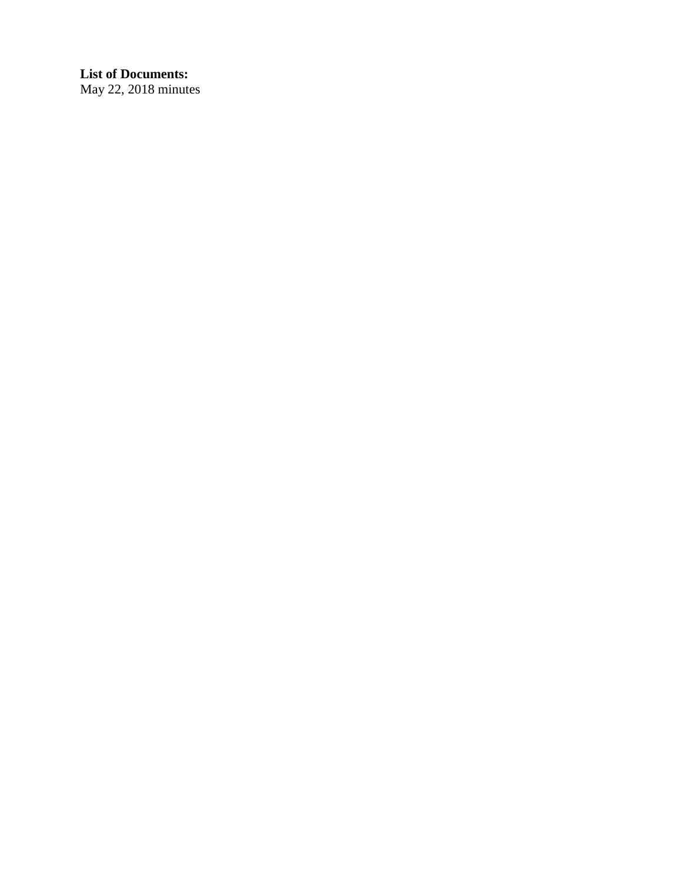**List of Documents:**
May 22, 2018 minutes